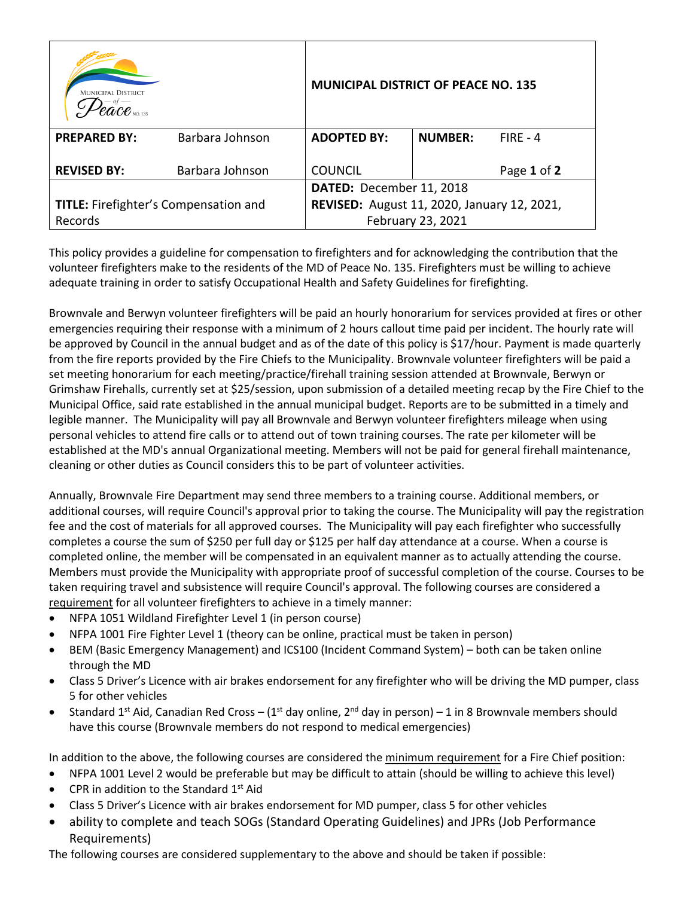| MUNICIPAL DISTRICT of Peace NO. 135 | | **MUNICIPAL DISTRICT OF PEACE NO. 135** | | |
|---|---|---|---|---|
| **PREPARED BY:** | Barbara Johnson | **ADOPTED BY:** | **NUMBER:** | FIRE - 4 |
| **REVISED BY:** | Barbara Johnson | COUNCIL | | Page **1** of **2** |
| **TITLE:** Firefighter's Compensation and Records | | **DATED:** December 11, 2018<br>**REVISED:** August 11, 2020, January 12, 2021, February 23, 2021 | | |

This policy provides a guideline for compensation to firefighters and for acknowledging the contribution that the volunteer firefighters make to the residents of the MD of Peace No. 135. Firefighters must be willing to achieve adequate training in order to satisfy Occupational Health and Safety Guidelines for firefighting.

Brownvale and Berwyn volunteer firefighters will be paid an hourly honorarium for services provided at fires or other emergencies requiring their response with a minimum of 2 hours callout time paid per incident. The hourly rate will be approved by Council in the annual budget and as of the date of this policy is $17/hour. Payment is made quarterly from the fire reports provided by the Fire Chiefs to the Municipality. Brownvale volunteer firefighters will be paid a set meeting honorarium for each meeting/practice/firehall training session attended at Brownvale, Berwyn or Grimshaw Firehalls, currently set at $25/session, upon submission of a detailed meeting recap by the Fire Chief to the Municipal Office, said rate established in the annual municipal budget. Reports are to be submitted in a timely and legible manner. The Municipality will pay all Brownvale and Berwyn volunteer firefighters mileage when using personal vehicles to attend fire calls or to attend out of town training courses. The rate per kilometer will be established at the MD's annual Organizational meeting. Members will not be paid for general firehall maintenance, cleaning or other duties as Council considers this to be part of volunteer activities.

Annually, Brownvale Fire Department may send three members to a training course. Additional members, or additional courses, will require Council's approval prior to taking the course. The Municipality will pay the registration fee and the cost of materials for all approved courses. The Municipality will pay each firefighter who successfully completes a course the sum of $250 per full day or $125 per half day attendance at a course. When a course is completed online, the member will be compensated in an equivalent manner as to actually attending the course. Members must provide the Municipality with appropriate proof of successful completion of the course. Courses to be taken requiring travel and subsistence will require Council's approval. The following courses are considered a requirement for all volunteer firefighters to achieve in a timely manner:

- NFPA 1051 Wildland Firefighter Level 1 (in person course)
- NFPA 1001 Fire Fighter Level 1 (theory can be online, practical must be taken in person)
- BEM (Basic Emergency Management) and ICS100 (Incident Command System) – both can be taken online through the MD
- Class 5 Driver's Licence with air brakes endorsement for any firefighter who will be driving the MD pumper, class 5 for other vehicles
- Standard 1st Aid, Canadian Red Cross – (1st day online, 2nd day in person) – 1 in 8 Brownvale members should have this course (Brownvale members do not respond to medical emergencies)

In addition to the above, the following courses are considered the minimum requirement for a Fire Chief position:

- NFPA 1001 Level 2 would be preferable but may be difficult to attain (should be willing to achieve this level)
- CPR in addition to the Standard 1st Aid
- Class 5 Driver's Licence with air brakes endorsement for MD pumper, class 5 for other vehicles
- ability to complete and teach SOGs (Standard Operating Guidelines) and JPRs (Job Performance Requirements)

The following courses are considered supplementary to the above and should be taken if possible: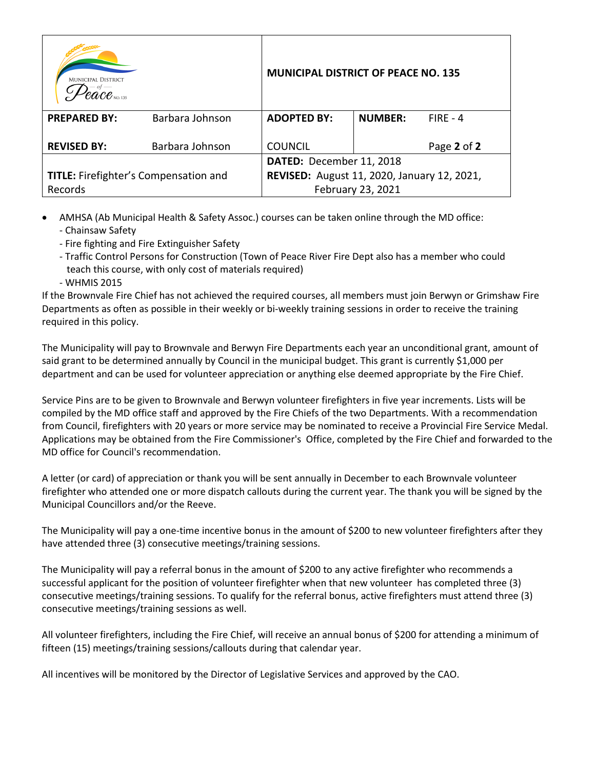- AMHSA (Ab Municipal Health & Safety Assoc.) courses can be taken online through the MD office:
  - Chainsaw Safety
  - Fire fighting and Fire Extinguisher Safety
  - Traffic Control Persons for Construction (Town of Peace River Fire Dept also has a member who could teach this course, with only cost of materials required)
  - WHMIS 2015

If the Brownvale Fire Chief has not achieved the required courses, all members must join Berwyn or Grimshaw Fire Departments as often as possible in their weekly or bi-weekly training sessions in order to receive the training required in this policy.

The Municipality will pay to Brownvale and Berwyn Fire Departments each year an unconditional grant, amount of said grant to be determined annually by Council in the municipal budget. This grant is currently $1,000 per department and can be used for volunteer appreciation or anything else deemed appropriate by the Fire Chief.

Service Pins are to be given to Brownvale and Berwyn volunteer firefighters in five year increments. Lists will be compiled by the MD office staff and approved by the Fire Chiefs of the two Departments. With a recommendation from Council, firefighters with 20 years or more service may be nominated to receive a Provincial Fire Service Medal. Applications may be obtained from the Fire Commissioner's Office, completed by the Fire Chief and forwarded to the MD office for Council's recommendation.

A letter (or card) of appreciation or thank you will be sent annually in December to each Brownvale volunteer firefighter who attended one or more dispatch callouts during the current year. The thank you will be signed by the Municipal Councillors and/or the Reeve.

The Municipality will pay a one-time incentive bonus in the amount of $200 to new volunteer firefighters after they have attended three (3) consecutive meetings/training sessions.

The Municipality will pay a referral bonus in the amount of $200 to any active firefighter who recommends a successful applicant for the position of volunteer firefighter when that new volunteer has completed three (3) consecutive meetings/training sessions. To qualify for the referral bonus, active firefighters must attend three (3) consecutive meetings/training sessions as well.

All volunteer firefighters, including the Fire Chief, will receive an annual bonus of $200 for attending a minimum of fifteen (15) meetings/training sessions/callouts during that calendar year.

All incentives will be monitored by the Director of Legislative Services and approved by the CAO.